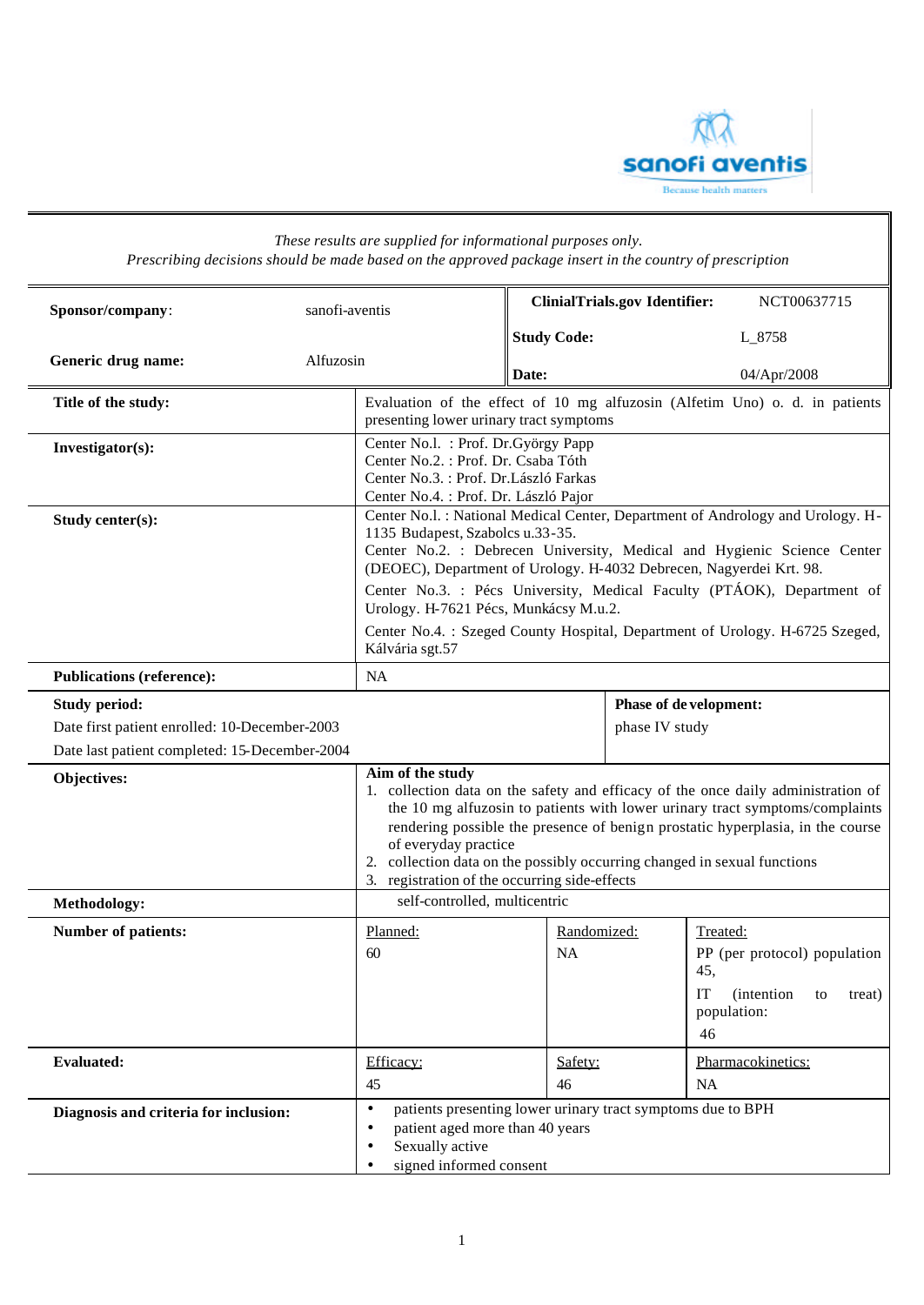*These results are supplied for informational purposes only.*
*Prescribing decisions should be made based on the approved package insert in the country of prescription*

| | | | |
|---|---|---|---|
| **Sponsor/company**: | sanofi-aventis | **ClinialTrials.gov Identifier:** | NCT00637715 |
| | | **Study Code:** | L_8758 |
| **Generic drug name:** | Alfuzosin | **Date:** | 04/Apr/2008 |

| | |
|---|---|
| **Title of the study:** | Evaluation of the effect of 10 mg alfuzosin (Alfetim Uno) o. d. in patients presenting lower urinary tract symptoms |
| **Investigator(s):** | Center No.l. : Prof. Dr.György Papp<br>Center No.2. : Prof. Dr. Csaba Tóth<br>Center No.3. : Prof. Dr.László Farkas<br>Center No.4. : Prof. Dr. László Pajor |
| **Study center(s):** | Center No.l. : National Medical Center, Department of Andrology and Urology. H-1135 Budapest, Szabolcs u.33-35.<br>Center No.2. : Debrecen University, Medical and Hygienic Science Center (DEOEC), Department of Urology. H-4032 Debrecen, Nagyerdei Krt. 98.<br>Center No.3. : Pécs University, Medical Faculty (PTÁOK), Department of Urology. H-7621 Pécs, Munkácsy M.u.2.<br>Center No.4. : Szeged County Hospital, Department of Urology. H-6725 Szeged, Kálvária sgt.57 |
| **Publications (reference):** | NA |

| | |
|---|---|
| **Study period:**<br>Date first patient enrolled: 10-December-2003<br>Date last patient completed: 15-December-2004 | **Phase of development:**<br>phase IV study |

| | |
|---|---|
| **Objectives:** | **Aim of the study**<br>1. collection data on the safety and efficacy of the once daily administration of the 10 mg alfuzosin to patients with lower urinary tract symptoms/complaints rendering possible the presence of benign prostatic hyperplasia, in the course of everyday practice<br>2. collection data on the possibly occurring changed in sexual functions<br>3. registration of the occurring side-effects |
| **Methodology:** | self-controlled, multicentric |

| | | | |
|---|---|---|---|
| **Number of patients:** | Planned:<br>60 | Randomized:<br>NA | Treated:<br>PP (per protocol) population 45,<br>IT (intention to treat) population:<br>46 |
| **Evaluated:** | Efficacy:<br>45 | Safety:<br>46 | Pharmacokinetics:<br>NA |

| | |
|---|---|
| **Diagnosis and criteria for inclusion:** | • patients presenting lower urinary tract symptoms due to BPH<br>• patient aged more than 40 years<br>• Sexually active<br>• signed informed consent |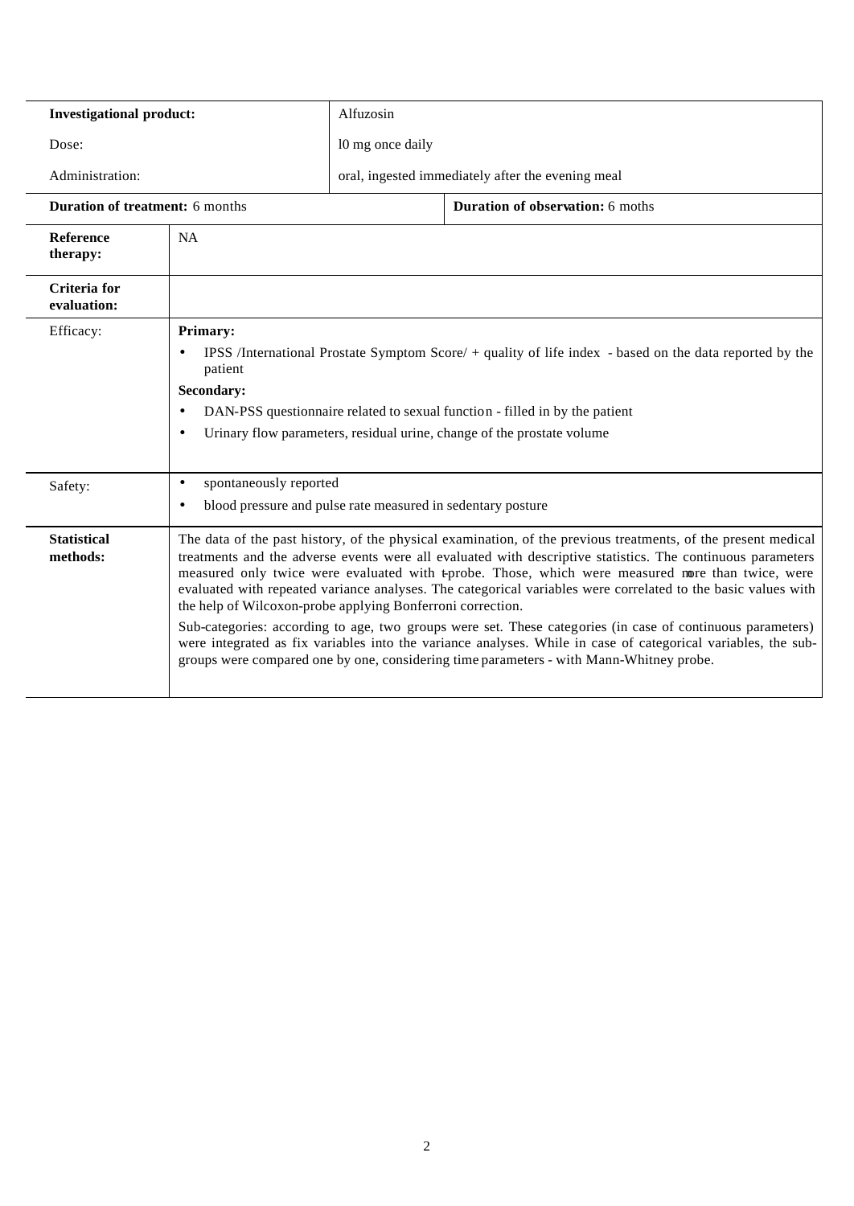| **Investigational product:** | Alfuzosin | |
|---|---|---|
| Dose: | 10 mg once daily | |
| Administration: | oral, ingested immediately after the evening meal | |
| **Duration of treatment:** 6 months | | **Duration of observation:** 6 moths |

| **Reference therapy:** | NA |
|---|---|
| **Criteria for evaluation:** | |
| Efficacy: | **Primary:**<br>• IPSS /International Prostate Symptom Score/ + quality of life index - based on the data reported by the patient<br>**Secondary:**<br>• DAN-PSS questionnaire related to sexual function - filled in by the patient<br>• Urinary flow parameters, residual urine, change of the prostate volume |
| Safety: | • spontaneously reported<br>• blood pressure and pulse rate measured in sedentary posture |
| **Statistical methods:** | The data of the past history, of the physical examination, of the previous treatments, of the present medical treatments and the adverse events were all evaluated with descriptive statistics. The continuous parameters measured only twice were evaluated with t-probe. Those, which were measured more than twice, were evaluated with repeated variance analyses. The categorical variables were correlated to the basic values with the help of Wilcoxon-probe applying Bonferroni correction.<br>Sub-categories: according to age, two groups were set. These categories (in case of continuous parameters) were integrated as fix variables into the variance analyses. While in case of categorical variables, the sub-groups were compared one by one, considering time parameters - with Mann-Whitney probe. |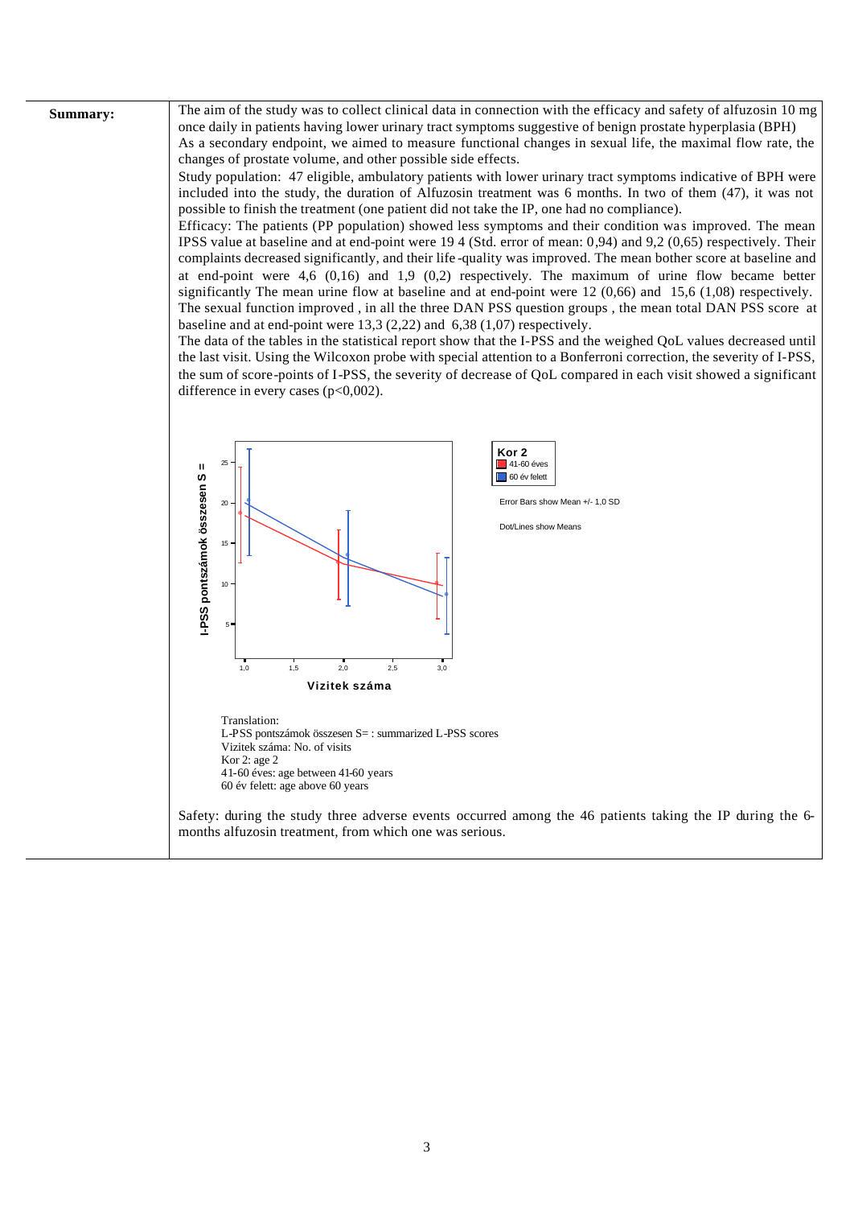**Summary:**

The aim of the study was to collect clinical data in connection with the efficacy and safety of alfuzosin 10 mg once daily in patients having lower urinary tract symptoms suggestive of benign prostate hyperplasia (BPH)
As a secondary endpoint, we aimed to measure functional changes in sexual life, the maximal flow rate, the changes of prostate volume, and other possible side effects.
Study population: 47 eligible, ambulatory patients with lower urinary tract symptoms indicative of BPH were included into the study, the duration of Alfuzosin treatment was 6 months. In two of them (47), it was not possible to finish the treatment (one patient did not take the IP, one had no compliance).
Efficacy: The patients (PP population) showed less symptoms and their condition was improved. The mean IPSS value at baseline and at end-point were 19 4 (Std. error of mean: 0,94) and 9,2 (0,65) respectively. Their complaints decreased significantly, and their life-quality was improved. The mean bother score at baseline and at end-point were 4,6 (0,16) and 1,9 (0,2) respectively. The maximum of urine flow became better significantly The mean urine flow at baseline and at end-point were 12 (0,66) and 15,6 (1,08) respectively.
The sexual function improved, in all the three DAN PSS question groups, the mean total DAN PSS score at baseline and at end-point were 13,3 (2,22) and 6,38 (1,07) respectively.
The data of the tables in the statistical report show that the I-PSS and the weighed QoL values decreased until the last visit. Using the Wilcoxon probe with special attention to a Bonferroni correction, the severity of I-PSS, the sum of score-points of I-PSS, the severity of decrease of QoL compared in each visit showed a significant difference in every cases ($p<0{,}002$).

Translation:
L-PSS pontszámok összesen S= : summarized L-PSS scores
Vizitek száma: No. of visits
Kor 2: age 2
41-60 éves: age between 41-60 years
60 év felett: age above 60 years

Safety: during the study three adverse events occurred among the 46 patients taking the IP during the 6-months alfuzosin treatment, from which one was serious.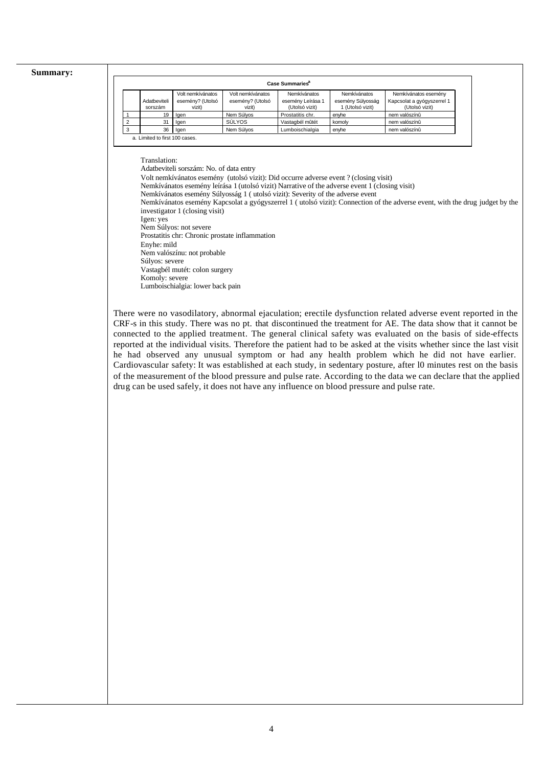**Summary:**

**Case Summaries**[a]

| | Adatbeviteli sorszám | Volt nemkívánatos esemény? (Utolsó vizit) | Volt nemkívánatos esemény? (Utolsó vizit) | Nemkívánatos esemény Leírása 1 (Utolsó vizit) | Nemkívánatos esemény Súlyosság 1 (Utolsó vizit) | Nemkívánatos esemény Kapcsolat a gyógyszerrel 1 (Utolsó vizit) |
|---|---|---|---|---|---|---|
| 1 | 19 | Igen | Nem Súlyos | Prostatitis chr. | enyhe | nem valószínű |
| 2 | 31 | Igen | SÚLYOS | Vastagbél műtét | komoly | nem valószínű |
| 3 | 36 | Igen | Nem Súlyos | Lumboischialgia | enyhe | nem valószínű |

a. Limited to first 100 cases.

Translation:
Adatbeviteli sorszám: No. of data entry
Volt nemkívánatos esemény (utolsó vizit): Did occurre adverse event ? (closing visit)
Nemkívánatos esemény leírása 1 (utolsó vizit) Narrative of the adverse event 1 (closing visit)
Nemkívánatos esemény Súlyosság 1 ( utolsó vizit): Severity of the adverse event
Nemkívánatos esemény Kapcsolat a gyógyszerrel 1 ( utolsó vizit): Connection of the adverse event, with the drug judget by the investigator 1 (closing visit)
Igen: yes
Nem Súlyos: not severe
Prostatitis chr: Chronic prostate inflammation
Enyhe: mild
Nem valószínu: not probable
Súlyos: severe
Vastagbél mutét: colon surgery
Komoly: severe
Lumboischialgia: lower back pain

There were no vasodilatory, abnormal ejaculation; erectile dysfunction related adverse event reported in the CRF-s in this study. There was no pt. that discontinued the treatment for AE. The data show that it cannot be connected to the applied treatment. The general clinical safety was evaluated on the basis of side-effects reported at the individual visits. Therefore the patient had to be asked at the visits whether since the last visit he had observed any unusual symptom or had any health problem which he did not have earlier. Cardiovascular safety: It was established at each study, in sedentary posture, after l0 minutes rest on the basis of the measurement of the blood pressure and pulse rate. According to the data we can declare that the applied drug can be used safely, it does not have any influence on blood pressure and pulse rate.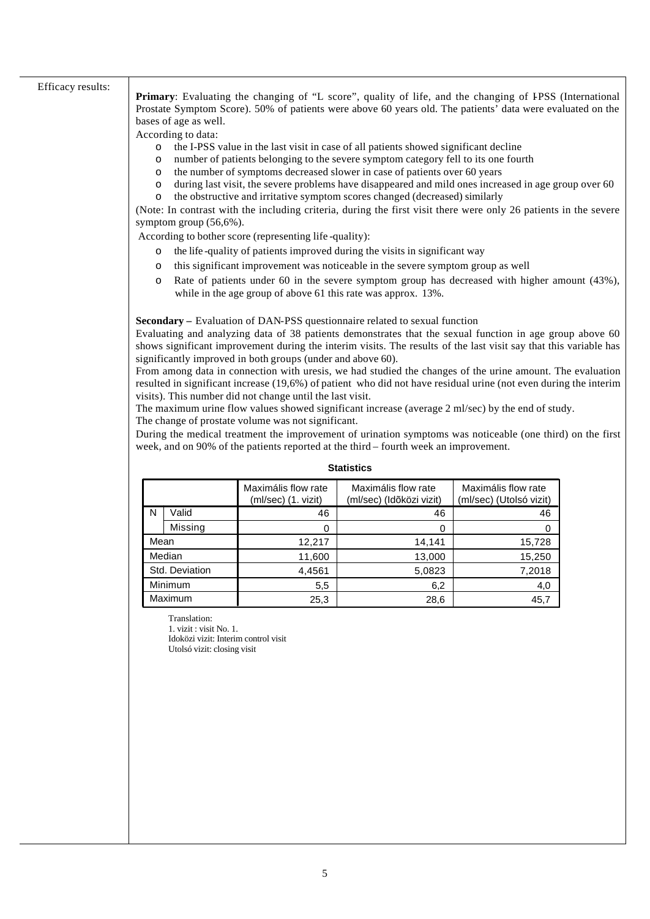Efficacy results:

**Primary**: Evaluating the changing of "L score", quality of life, and the changing of I-PSS (International Prostate Symptom Score). 50% of patients were above 60 years old. The patients' data were evaluated on the bases of age as well.

According to data:

- the I-PSS value in the last visit in case of all patients showed significant decline
- number of patients belonging to the severe symptom category fell to its one fourth
- the number of symptoms decreased slower in case of patients over 60 years
- during last visit, the severe problems have disappeared and mild ones increased in age group over 60
- the obstructive and irritative symptom scores changed (decreased) similarly

(Note: In contrast with the including criteria, during the first visit there were only 26 patients in the severe symptom group (56,6%).

According to bother score (representing life-quality):

- the life-quality of patients improved during the visits in significant way
- this significant improvement was noticeable in the severe symptom group as well
- Rate of patients under 60 in the severe symptom group has decreased with higher amount (43%), while in the age group of above 61 this rate was approx. 13%.

**Secondary** – Evaluation of DAN-PSS questionnaire related to sexual function

Evaluating and analyzing data of 38 patients demonstrates that the sexual function in age group above 60 shows significant improvement during the interim visits. The results of the last visit say that this variable has significantly improved in both groups (under and above 60).

From among data in connection with uresis, we had studied the changes of the urine amount. The evaluation resulted in significant increase (19,6%) of patient who did not have residual urine (not even during the interim visits). This number did not change until the last visit.

The maximum urine flow values showed significant increase (average 2 ml/sec) by the end of study.

The change of prostate volume was not significant.

During the medical treatment the improvement of urination symptoms was noticeable (one third) on the first week, and on 90% of the patients reported at the third – fourth week an improvement.

**Statistics**

| | | Maximális flow rate (ml/sec) (1. vizit) | Maximális flow rate (ml/sec) (Időközi vizit) | Maximális flow rate (ml/sec) (Utolsó vizit) |
|---|---|---|---|---|
| N | Valid | 46 | 46 | 46 |
| | Missing | 0 | 0 | 0 |
| Mean | | 12,217 | 14,141 | 15,728 |
| Median | | 11,600 | 13,000 | 15,250 |
| Std. Deviation | | 4,4561 | 5,0823 | 7,2018 |
| Minimum | | 5,5 | 6,2 | 4,0 |
| Maximum | | 25,3 | 28,6 | 45,7 |

Translation:
1. vizit : visit No. 1.
Idoközi vizit: Interim control visit
Utolsó vizit: closing visit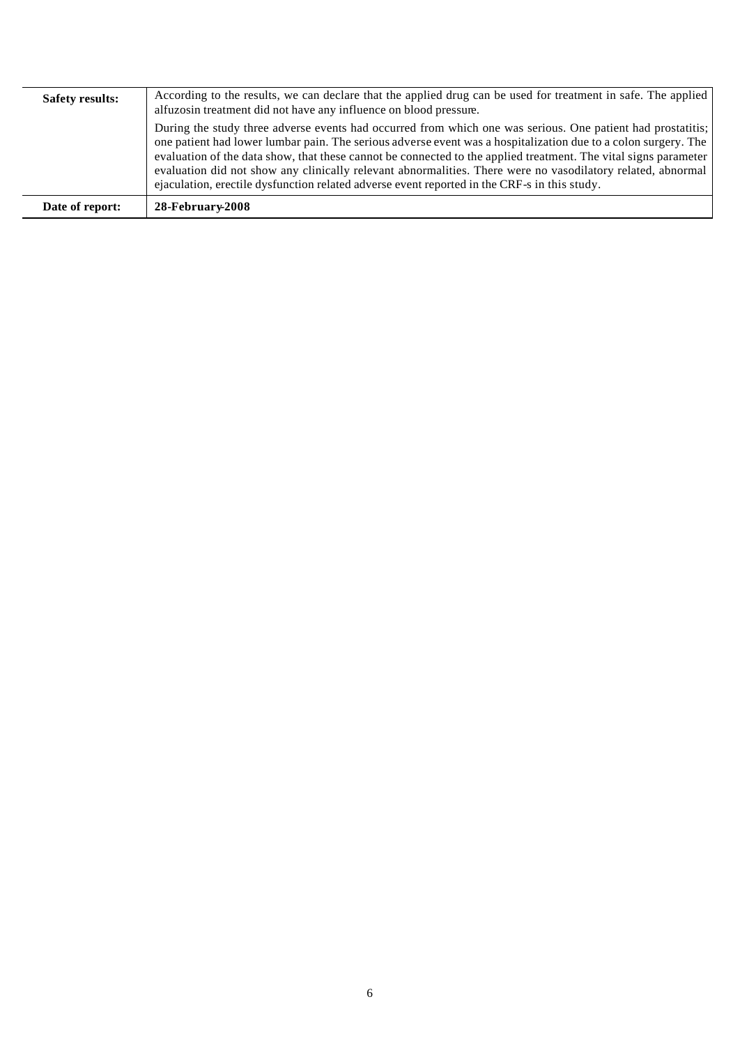| | |
|---|---|
| **Safety results:** | According to the results, we can declare that the applied drug can be used for treatment in safe. The applied alfuzosin treatment did not have any influence on blood pressure.<br><br>During the study three adverse events had occurred from which one was serious. One patient had prostatitis; one patient had lower lumbar pain. The serious adverse event was a hospitalization due to a colon surgery. The evaluation of the data show, that these cannot be connected to the applied treatment. The vital signs parameter evaluation did not show any clinically relevant abnormalities. There were no vasodilatory related, abnormal ejaculation, erectile dysfunction related adverse event reported in the CRF-s in this study. |
| **Date of report:** | **28-February-2008** |